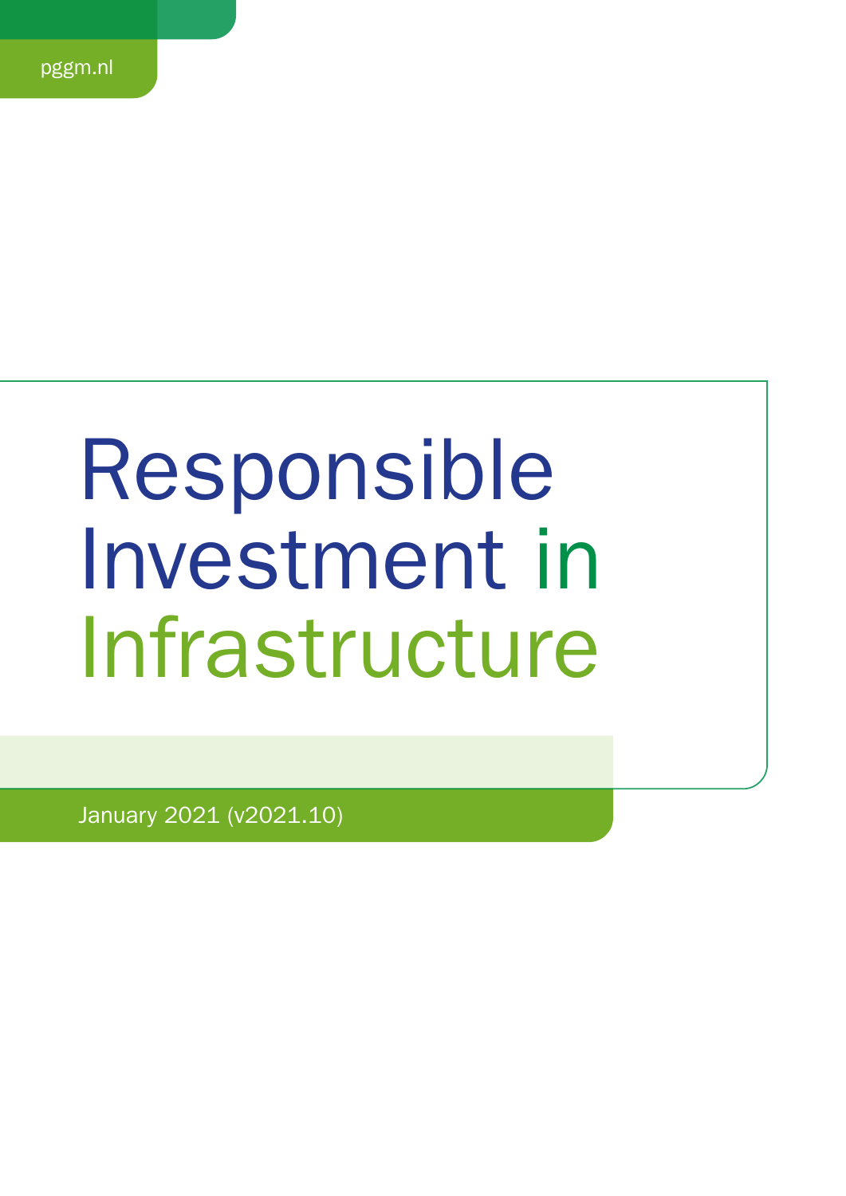pggm.nl

# Responsible Investment in Infrastructure

January 2021 (v2021.10)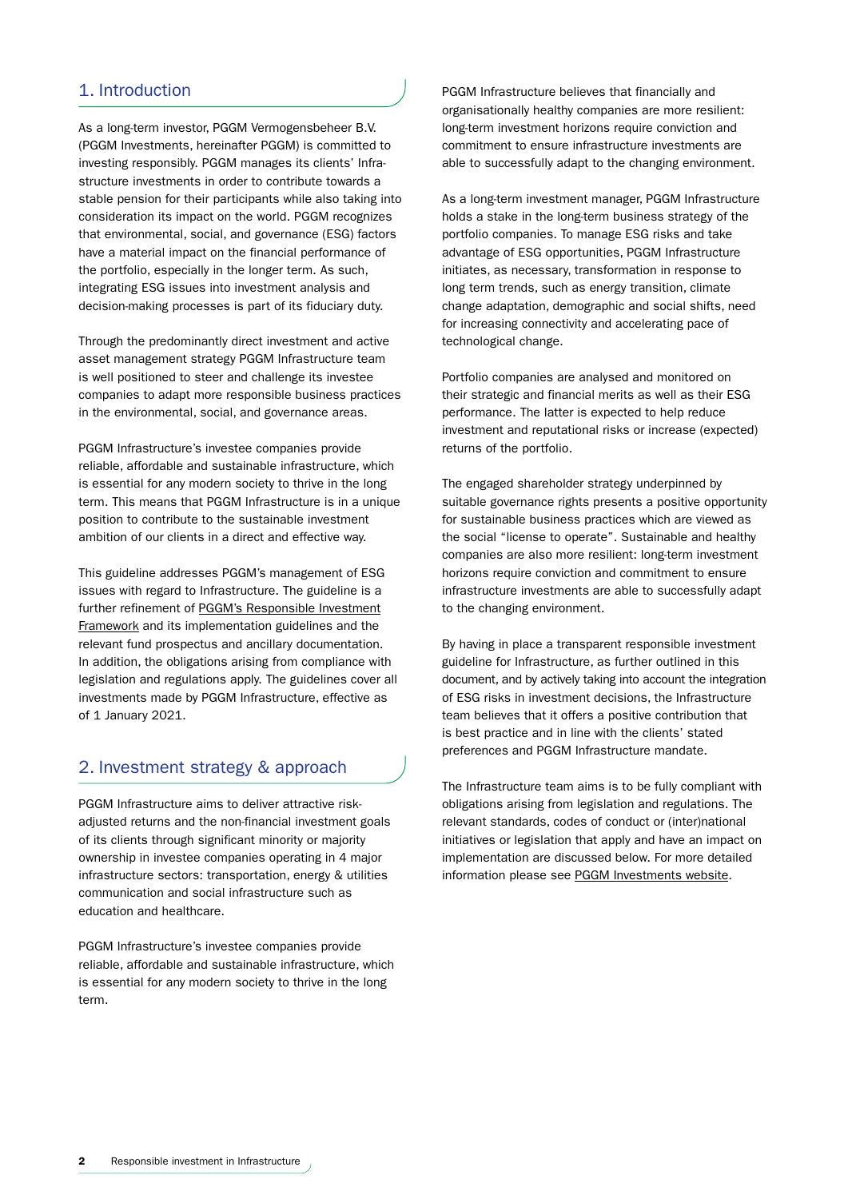## 1. Introduction

As a long-term investor, PGGM Vermogensbeheer B.V. (PGGM Investments, hereinafter PGGM) is committed to investing responsibly. PGGM manages its clients' Infrastructure investments in order to contribute towards a stable pension for their participants while also taking into consideration its impact on the world. PGGM recognizes that environmental, social, and governance (ESG) factors have a material impact on the financial performance of the portfolio, especially in the longer term. As such, integrating ESG issues into investment analysis and decision-making processes is part of its fiduciary duty.

Through the predominantly direct investment and active asset management strategy PGGM Infrastructure team is well positioned to steer and challenge its investee companies to adapt more responsible business practices in the environmental, social, and governance areas.

PGGM Infrastructure's investee companies provide reliable, affordable and sustainable infrastructure, which is essential for any modern society to thrive in the long term. This means that PGGM Infrastructure is in a unique position to contribute to the sustainable investment ambition of our clients in a direct and effective way.

This guideline addresses PGGM's management of ESG issues with regard to Infrastructure. The guideline is a further refinement of PGGM's Responsible Investment Framework and its implementation guidelines and the relevant fund prospectus and ancillary documentation. In addition, the obligations arising from compliance with legislation and regulations apply. The guidelines cover all investments made by PGGM Infrastructure, effective as of 1 January 2021.

## 2. Investment strategy & approach

PGGM Infrastructure aims to deliver attractive risk-adjusted returns and the non-financial investment goals of its clients through significant minority or majority ownership in investee companies operating in 4 major infrastructure sectors: transportation, energy & utilities communication and social infrastructure such as education and healthcare.

PGGM Infrastructure's investee companies provide reliable, affordable and sustainable infrastructure, which is essential for any modern society to thrive in the long term.

PGGM Infrastructure believes that financially and organisationally healthy companies are more resilient: long-term investment horizons require conviction and commitment to ensure infrastructure investments are able to successfully adapt to the changing environment.

As a long-term investment manager, PGGM Infrastructure holds a stake in the long-term business strategy of the portfolio companies. To manage ESG risks and take advantage of ESG opportunities, PGGM Infrastructure initiates, as necessary, transformation in response to long term trends, such as energy transition, climate change adaptation, demographic and social shifts, need for increasing connectivity and accelerating pace of technological change.

Portfolio companies are analysed and monitored on their strategic and financial merits as well as their ESG performance. The latter is expected to help reduce investment and reputational risks or increase (expected) returns of the portfolio.

The engaged shareholder strategy underpinned by suitable governance rights presents a positive opportunity for sustainable business practices which are viewed as the social "license to operate". Sustainable and healthy companies are also more resilient: long-term investment horizons require conviction and commitment to ensure infrastructure investments are able to successfully adapt to the changing environment.

By having in place a transparent responsible investment guideline for Infrastructure, as further outlined in this document, and by actively taking into account the integration of ESG risks in investment decisions, the Infrastructure team believes that it offers a positive contribution that is best practice and in line with the clients' stated preferences and PGGM Infrastructure mandate.

The Infrastructure team aims is to be fully compliant with obligations arising from legislation and regulations. The relevant standards, codes of conduct or (inter)national initiatives or legislation that apply and have an impact on implementation are discussed below. For more detailed information please see PGGM Investments website.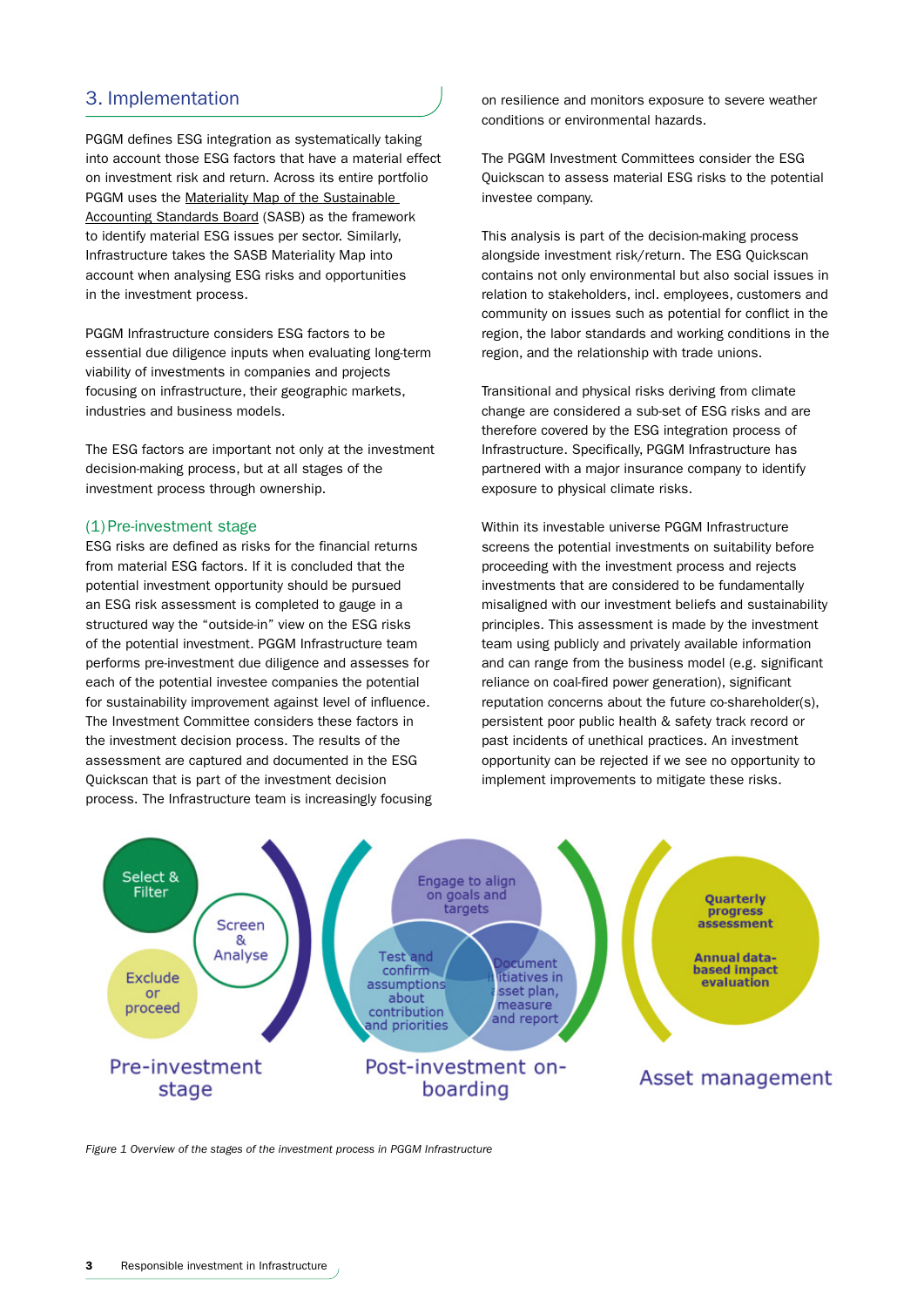## 3. Implementation

PGGM defines ESG integration as systematically taking into account those ESG factors that have a material effect on investment risk and return. Across its entire portfolio PGGM uses the Materiality Map of the Sustainable Accounting Standards Board (SASB) as the framework to identify material ESG issues per sector. Similarly, Infrastructure takes the SASB Materiality Map into account when analysing ESG risks and opportunities in the investment process.

PGGM Infrastructure considers ESG factors to be essential due diligence inputs when evaluating long-term viability of investments in companies and projects focusing on infrastructure, their geographic markets, industries and business models.

The ESG factors are important not only at the investment decision-making process, but at all stages of the investment process through ownership.

### (1) Pre-investment stage

ESG risks are defined as risks for the financial returns from material ESG factors. If it is concluded that the potential investment opportunity should be pursued an ESG risk assessment is completed to gauge in a structured way the "outside-in" view on the ESG risks of the potential investment. PGGM Infrastructure team performs pre-investment due diligence and assesses for each of the potential investee companies the potential for sustainability improvement against level of influence. The Investment Committee considers these factors in the investment decision process. The results of the assessment are captured and documented in the ESG Quickscan that is part of the investment decision process. The Infrastructure team is increasingly focusing on resilience and monitors exposure to severe weather conditions or environmental hazards.

The PGGM Investment Committees consider the ESG Quickscan to assess material ESG risks to the potential investee company.

This analysis is part of the decision-making process alongside investment risk/return. The ESG Quickscan contains not only environmental but also social issues in relation to stakeholders, incl. employees, customers and community on issues such as potential for conflict in the region, the labor standards and working conditions in the region, and the relationship with trade unions.

Transitional and physical risks deriving from climate change are considered a sub-set of ESG risks and are therefore covered by the ESG integration process of Infrastructure. Specifically, PGGM Infrastructure has partnered with a major insurance company to identify exposure to physical climate risks.

Within its investable universe PGGM Infrastructure screens the potential investments on suitability before proceeding with the investment process and rejects investments that are considered to be fundamentally misaligned with our investment beliefs and sustainability principles. This assessment is made by the investment team using publicly and privately available information and can range from the business model (e.g. significant reliance on coal-fired power generation), significant reputation concerns about the future co-shareholder(s), persistent poor public health & safety track record or past incidents of unethical practices. An investment opportunity can be rejected if we see no opportunity to implement improvements to mitigate these risks.

*Figure 1 Overview of the stages of the investment process in PGGM Infrastructure*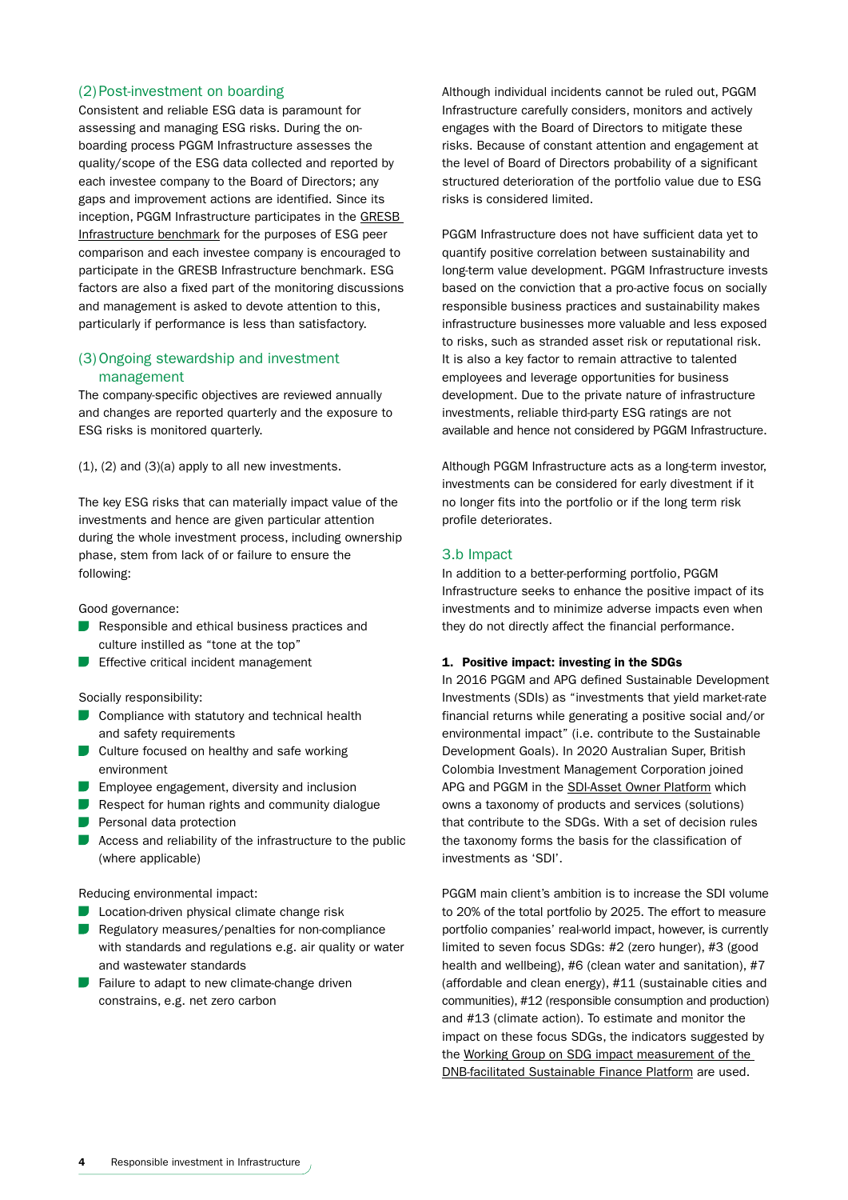### (2) Post-investment on boarding

Consistent and reliable ESG data is paramount for assessing and managing ESG risks. During the on-boarding process PGGM Infrastructure assesses the quality/scope of the ESG data collected and reported by each investee company to the Board of Directors; any gaps and improvement actions are identified. Since its inception, PGGM Infrastructure participates in the GRESB Infrastructure benchmark for the purposes of ESG peer comparison and each investee company is encouraged to participate in the GRESB Infrastructure benchmark. ESG factors are also a fixed part of the monitoring discussions and management is asked to devote attention to this, particularly if performance is less than satisfactory.

### (3) Ongoing stewardship and investment management

The company-specific objectives are reviewed annually and changes are reported quarterly and the exposure to ESG risks is monitored quarterly.

(1), (2) and (3)(a) apply to all new investments.

The key ESG risks that can materially impact value of the investments and hence are given particular attention during the whole investment process, including ownership phase, stem from lack of or failure to ensure the following:

Good governance:

- Responsible and ethical business practices and culture instilled as “tone at the top”
- Effective critical incident management

Socially responsibility:

- Compliance with statutory and technical health and safety requirements
- Culture focused on healthy and safe working environment
- Employee engagement, diversity and inclusion
- Respect for human rights and community dialogue
- Personal data protection
- Access and reliability of the infrastructure to the public (where applicable)

Reducing environmental impact:

- Location-driven physical climate change risk
- Regulatory measures/penalties for non-compliance with standards and regulations e.g. air quality or water and wastewater standards
- Failure to adapt to new climate-change driven constrains, e.g. net zero carbon

Although individual incidents cannot be ruled out, PGGM Infrastructure carefully considers, monitors and actively engages with the Board of Directors to mitigate these risks. Because of constant attention and engagement at the level of Board of Directors probability of a significant structured deterioration of the portfolio value due to ESG risks is considered limited.

PGGM Infrastructure does not have sufficient data yet to quantify positive correlation between sustainability and long-term value development. PGGM Infrastructure invests based on the conviction that a pro-active focus on socially responsible business practices and sustainability makes infrastructure businesses more valuable and less exposed to risks, such as stranded asset risk or reputational risk. It is also a key factor to remain attractive to talented employees and leverage opportunities for business development. Due to the private nature of infrastructure investments, reliable third-party ESG ratings are not available and hence not considered by PGGM Infrastructure.

Although PGGM Infrastructure acts as a long-term investor, investments can be considered for early divestment if it no longer fits into the portfolio or if the long term risk profile deteriorates.

## 3.b Impact

In addition to a better-performing portfolio, PGGM Infrastructure seeks to enhance the positive impact of its investments and to minimize adverse impacts even when they do not directly affect the financial performance.

**1. Positive impact: investing in the SDGs**

In 2016 PGGM and APG defined Sustainable Development Investments (SDIs) as “investments that yield market-rate financial returns while generating a positive social and/or environmental impact” (i.e. contribute to the Sustainable Development Goals). In 2020 Australian Super, British Colombia Investment Management Corporation joined APG and PGGM in the SDI-Asset Owner Platform which owns a taxonomy of products and services (solutions) that contribute to the SDGs. With a set of decision rules the taxonomy forms the basis for the classification of investments as ‘SDI’.

PGGM main client’s ambition is to increase the SDI volume to 20% of the total portfolio by 2025. The effort to measure portfolio companies’ real-world impact, however, is currently limited to seven focus SDGs: #2 (zero hunger), #3 (good health and wellbeing), #6 (clean water and sanitation), #7 (affordable and clean energy), #11 (sustainable cities and communities), #12 (responsible consumption and production) and #13 (climate action). To estimate and monitor the impact on these focus SDGs, the indicators suggested by the Working Group on SDG impact measurement of the DNB-facilitated Sustainable Finance Platform are used.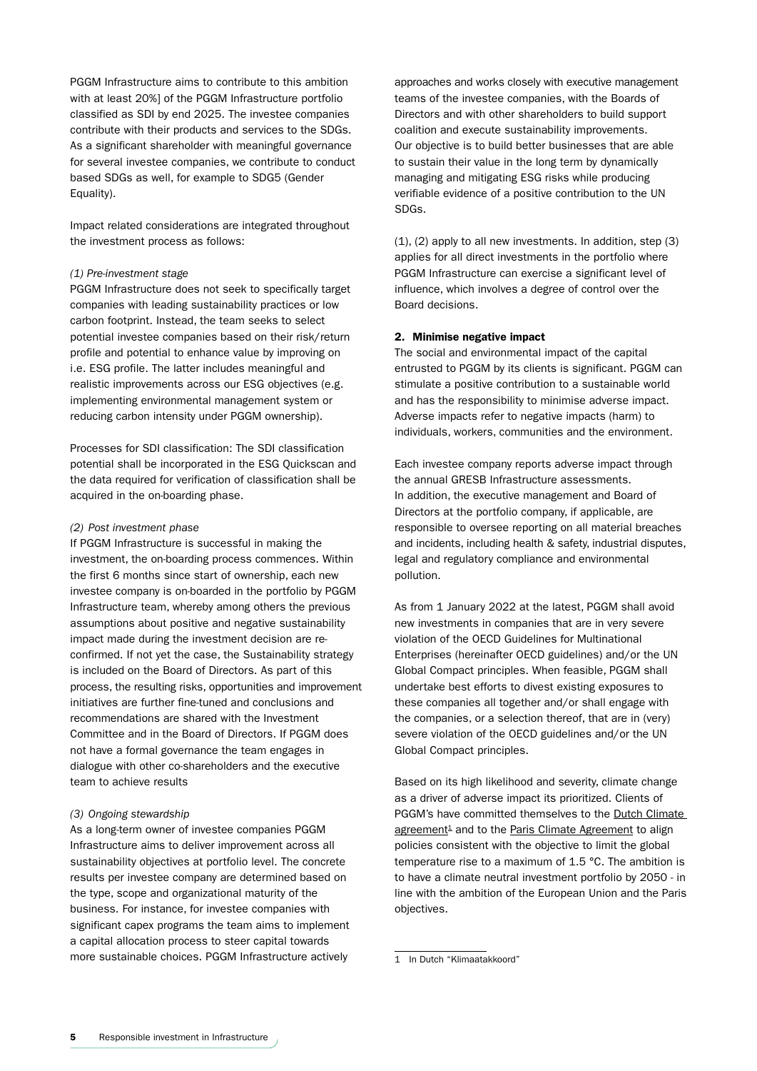PGGM Infrastructure aims to contribute to this ambition with at least 20%] of the PGGM Infrastructure portfolio classified as SDI by end 2025. The investee companies contribute with their products and services to the SDGs. As a significant shareholder with meaningful governance for several investee companies, we contribute to conduct based SDGs as well, for example to SDG5 (Gender Equality).

Impact related considerations are integrated throughout the investment process as follows:

*(1) Pre-investment stage*

PGGM Infrastructure does not seek to specifically target companies with leading sustainability practices or low carbon footprint. Instead, the team seeks to select potential investee companies based on their risk/return profile and potential to enhance value by improving on i.e. ESG profile. The latter includes meaningful and realistic improvements across our ESG objectives (e.g. implementing environmental management system or reducing carbon intensity under PGGM ownership).

Processes for SDI classification: The SDI classification potential shall be incorporated in the ESG Quickscan and the data required for verification of classification shall be acquired in the on-boarding phase.

*(2) Post investment phase*

If PGGM Infrastructure is successful in making the investment, the on-boarding process commences. Within the first 6 months since start of ownership, each new investee company is on-boarded in the portfolio by PGGM Infrastructure team, whereby among others the previous assumptions about positive and negative sustainability impact made during the investment decision are re-confirmed. If not yet the case, the Sustainability strategy is included on the Board of Directors. As part of this process, the resulting risks, opportunities and improvement initiatives are further fine-tuned and conclusions and recommendations are shared with the Investment Committee and in the Board of Directors. If PGGM does not have a formal governance the team engages in dialogue with other co-shareholders and the executive team to achieve results

*(3) Ongoing stewardship*

As a long-term owner of investee companies PGGM Infrastructure aims to deliver improvement across all sustainability objectives at portfolio level. The concrete results per investee company are determined based on the type, scope and organizational maturity of the business. For instance, for investee companies with significant capex programs the team aims to implement a capital allocation process to steer capital towards more sustainable choices. PGGM Infrastructure actively approaches and works closely with executive management teams of the investee companies, with the Boards of Directors and with other shareholders to build support coalition and execute sustainability improvements. Our objective is to build better businesses that are able to sustain their value in the long term by dynamically managing and mitigating ESG risks while producing verifiable evidence of a positive contribution to the UN SDGs.

(1), (2) apply to all new investments. In addition, step (3) applies for all direct investments in the portfolio where PGGM Infrastructure can exercise a significant level of influence, which involves a degree of control over the Board decisions.

## 2. Minimise negative impact

The social and environmental impact of the capital entrusted to PGGM by its clients is significant. PGGM can stimulate a positive contribution to a sustainable world and has the responsibility to minimise adverse impact. Adverse impacts refer to negative impacts (harm) to individuals, workers, communities and the environment.

Each investee company reports adverse impact through the annual GRESB Infrastructure assessments. In addition, the executive management and Board of Directors at the portfolio company, if applicable, are responsible to oversee reporting on all material breaches and incidents, including health & safety, industrial disputes, legal and regulatory compliance and environmental pollution.

As from 1 January 2022 at the latest, PGGM shall avoid new investments in companies that are in very severe violation of the OECD Guidelines for Multinational Enterprises (hereinafter OECD guidelines) and/or the UN Global Compact principles. When feasible, PGGM shall undertake best efforts to divest existing exposures to these companies all together and/or shall engage with the companies, or a selection thereof, that are in (very) severe violation of the OECD guidelines and/or the UN Global Compact principles.

Based on its high likelihood and severity, climate change as a driver of adverse impact its prioritized. Clients of PGGM's have committed themselves to the Dutch Climate agreement[1] and to the Paris Climate Agreement to align policies consistent with the objective to limit the global temperature rise to a maximum of 1.5 °C. The ambition is to have a climate neutral investment portfolio by 2050 - in line with the ambition of the European Union and the Paris objectives.

---

1 In Dutch "Klimaatakkoord"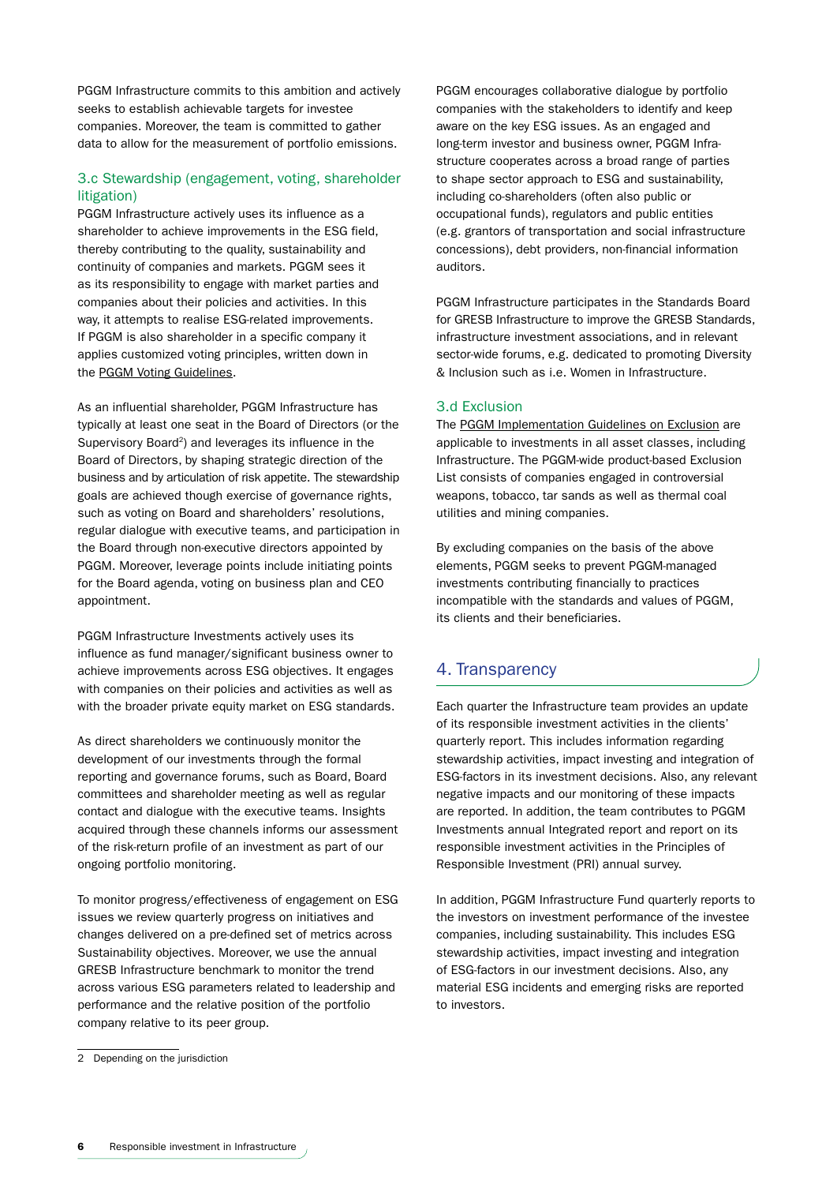PGGM Infrastructure commits to this ambition and actively seeks to establish achievable targets for investee companies. Moreover, the team is committed to gather data to allow for the measurement of portfolio emissions.

### 3.c Stewardship (engagement, voting, shareholder litigation)

PGGM Infrastructure actively uses its influence as a shareholder to achieve improvements in the ESG field, thereby contributing to the quality, sustainability and continuity of companies and markets. PGGM sees it as its responsibility to engage with market parties and companies about their policies and activities. In this way, it attempts to realise ESG-related improvements. If PGGM is also shareholder in a specific company it applies customized voting principles, written down in the PGGM Voting Guidelines.

As an influential shareholder, PGGM Infrastructure has typically at least one seat in the Board of Directors (or the Supervisory Board[2]) and leverages its influence in the Board of Directors, by shaping strategic direction of the business and by articulation of risk appetite. The stewardship goals are achieved though exercise of governance rights, such as voting on Board and shareholders' resolutions, regular dialogue with executive teams, and participation in the Board through non-executive directors appointed by PGGM. Moreover, leverage points include initiating points for the Board agenda, voting on business plan and CEO appointment.

PGGM Infrastructure Investments actively uses its influence as fund manager/significant business owner to achieve improvements across ESG objectives. It engages with companies on their policies and activities as well as with the broader private equity market on ESG standards.

As direct shareholders we continuously monitor the development of our investments through the formal reporting and governance forums, such as Board, Board committees and shareholder meeting as well as regular contact and dialogue with the executive teams. Insights acquired through these channels informs our assessment of the risk-return profile of an investment as part of our ongoing portfolio monitoring.

To monitor progress/effectiveness of engagement on ESG issues we review quarterly progress on initiatives and changes delivered on a pre-defined set of metrics across Sustainability objectives. Moreover, we use the annual GRESB Infrastructure benchmark to monitor the trend across various ESG parameters related to leadership and performance and the relative position of the portfolio company relative to its peer group.

PGGM encourages collaborative dialogue by portfolio companies with the stakeholders to identify and keep aware on the key ESG issues. As an engaged and long-term investor and business owner, PGGM Infrastructure cooperates across a broad range of parties to shape sector approach to ESG and sustainability, including co-shareholders (often also public or occupational funds), regulators and public entities (e.g. grantors of transportation and social infrastructure concessions), debt providers, non-financial information auditors.

PGGM Infrastructure participates in the Standards Board for GRESB Infrastructure to improve the GRESB Standards, infrastructure investment associations, and in relevant sector-wide forums, e.g. dedicated to promoting Diversity & Inclusion such as i.e. Women in Infrastructure.

### 3.d Exclusion

The PGGM Implementation Guidelines on Exclusion are applicable to investments in all asset classes, including Infrastructure. The PGGM-wide product-based Exclusion List consists of companies engaged in controversial weapons, tobacco, tar sands as well as thermal coal utilities and mining companies.

By excluding companies on the basis of the above elements, PGGM seeks to prevent PGGM-managed investments contributing financially to practices incompatible with the standards and values of PGGM, its clients and their beneficiaries.

## 4. Transparency

Each quarter the Infrastructure team provides an update of its responsible investment activities in the clients' quarterly report. This includes information regarding stewardship activities, impact investing and integration of ESG-factors in its investment decisions. Also, any relevant negative impacts and our monitoring of these impacts are reported. In addition, the team contributes to PGGM Investments annual Integrated report and report on its responsible investment activities in the Principles of Responsible Investment (PRI) annual survey.

In addition, PGGM Infrastructure Fund quarterly reports to the investors on investment performance of the investee companies, including sustainability. This includes ESG stewardship activities, impact investing and integration of ESG-factors in our investment decisions. Also, any material ESG incidents and emerging risks are reported to investors.

---

2 Depending on the jurisdiction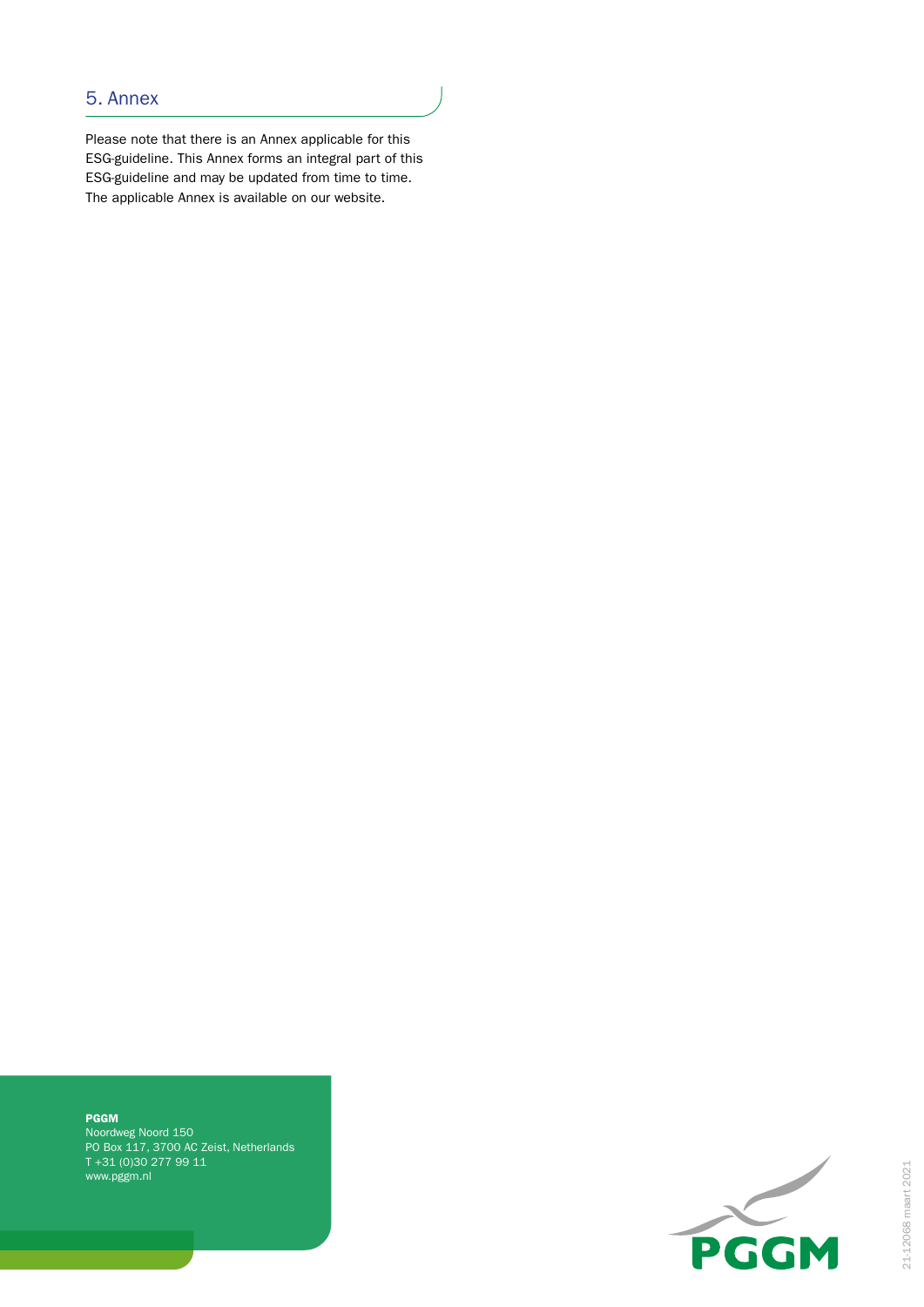## 5. Annex

Please note that there is an Annex applicable for this ESG-guideline. This Annex forms an integral part of this ESG-guideline and may be updated from time to time. The applicable Annex is available on our website.

**PGGM**
Noordweg Noord 150
PO Box 117, 3700 AC Zeist, Netherlands
T +31 (0)30 277 99 11
www.pggm.nl

PGGM

21-12068 maart 2021